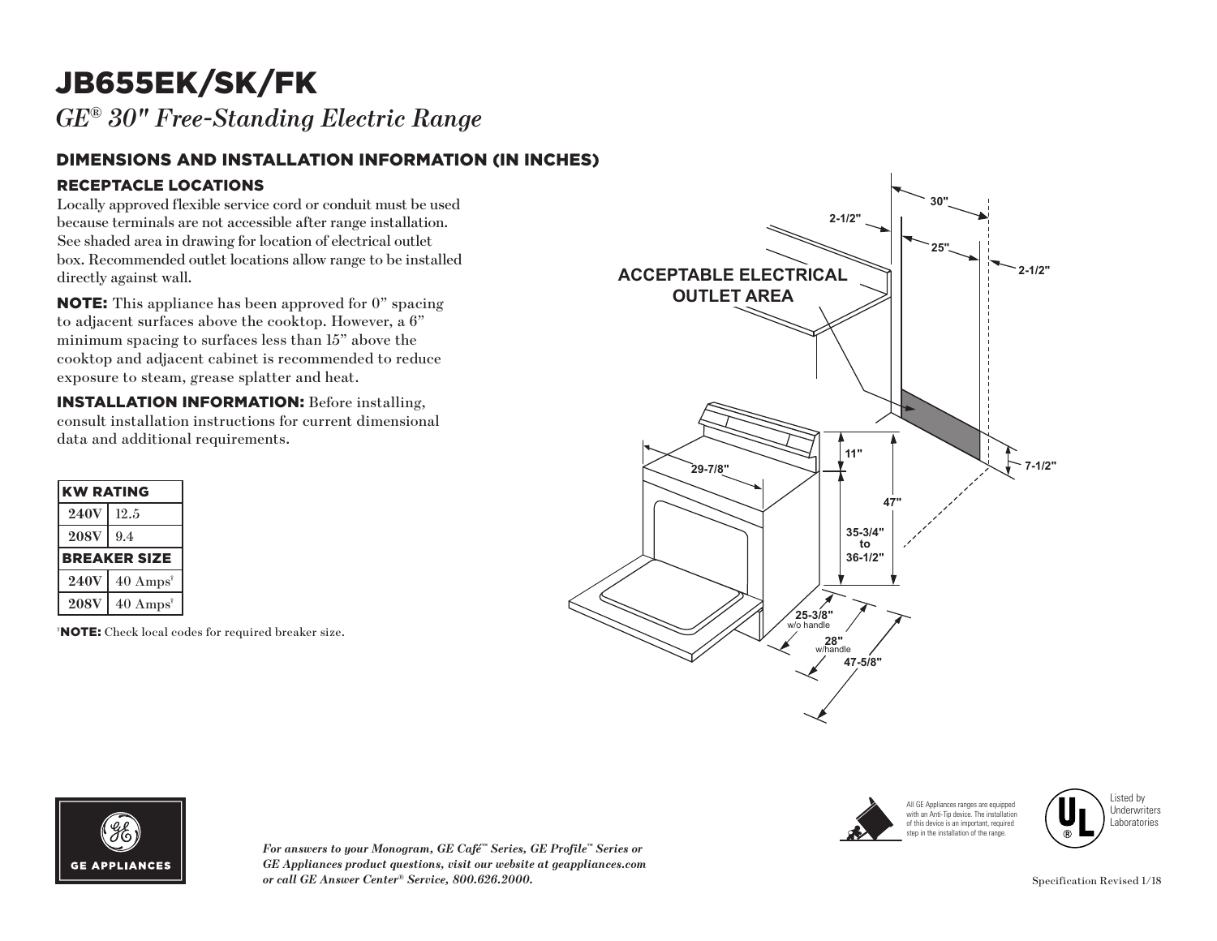# JB655EK/SK/FK

*GE® 30" Free-Standing Electric Range*

## DIMENSIONS AND INSTALLATION INFORMATION (IN INCHES)

### RECEPTACLE LOCATIONS

Locally approved flexible service cord or conduit must be used because terminals are not accessible after range installation. See shaded area in drawing for location of electrical outlet box. Recommended outlet locations allow range to be installed directly against wall.

**NOTE:** This appliance has been approved for 0" spacing to adjacent surfaces above the cooktop. However, a 6" minimum spacing to surfaces less than 15" above the cooktop and adjacent cabinet is recommended to reduce exposure to steam, grease splatter and heat.

**INSTALLATION INFORMATION:** Before installing, consult installation instructions for current dimensional data and additional requirements.

| KW RATING | |
|---|---|
| 240V | 12.5 |
| 208V | 9.4 |
| **BREAKER SIZE** | |
| 240V | 40 Amps† |
| 208V | 40 Amps† |

†**NOTE:** Check local codes for required breaker size.

ACCEPTABLE ELECTRICAL OUTLET AREA

30" | 2-1/2" | 25" | 2-1/2" | 11" | 7-1/2" | 47" | 29-7/8" | 35-3/4" to 36-1/2" | 25-3/8" w/o handle | 28" w/handle | 47-5/8"

All GE Appliances ranges are equipped with an Anti-Tip device. The installation of this device is an important, required step in the installation of the range.

Listed by Underwriters Laboratories

*For answers to your Monogram, GE Café™ Series, GE Profile™ Series or GE Appliances product questions, visit our website at geappliances.com or call GE Answer Center® Service, 800.626.2000.*

Specification Revised 1/18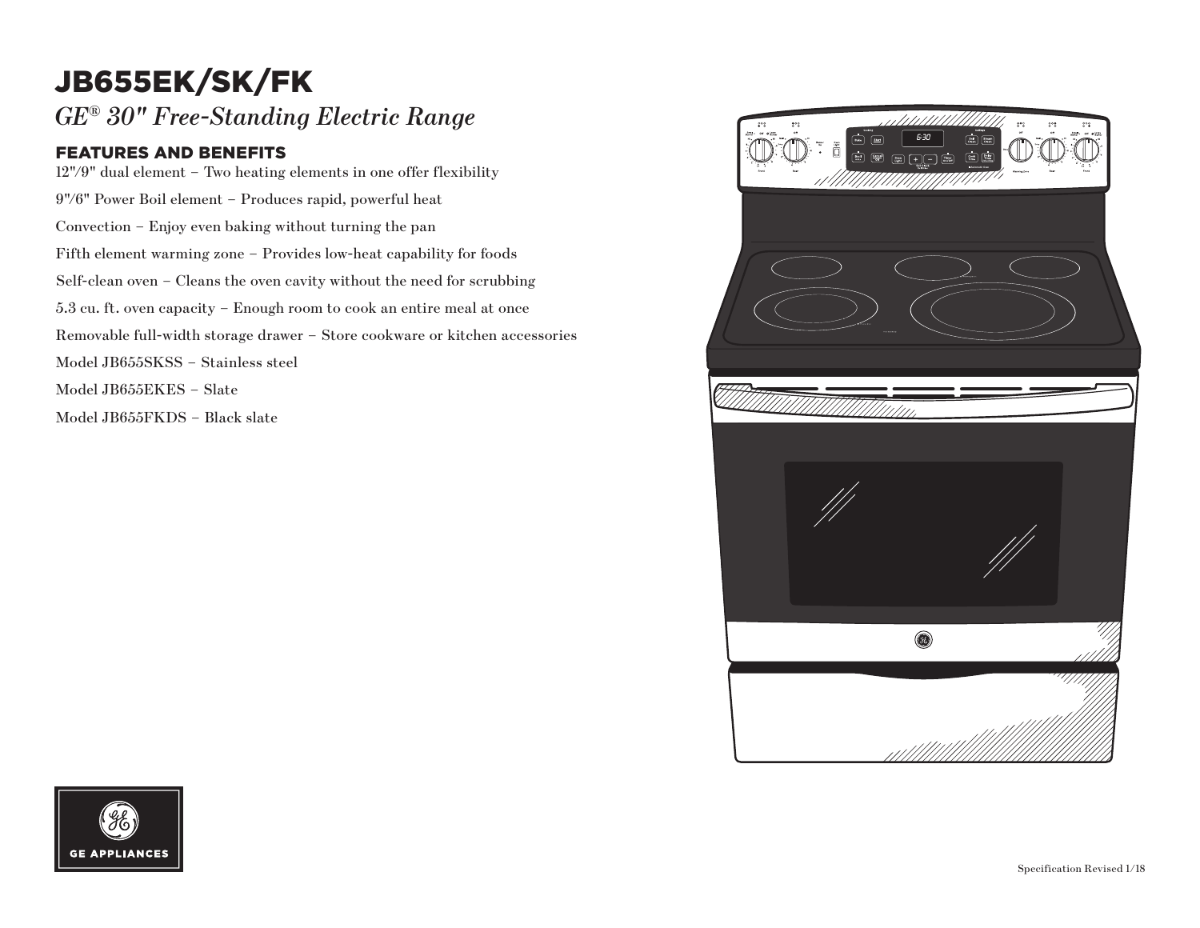# JB655EK/SK/FK

*GE® 30" Free-Standing Electric Range*

## FEATURES AND BENEFITS

12"/9" dual element – Two heating elements in one offer flexibility

9"/6" Power Boil element – Produces rapid, powerful heat

Convection – Enjoy even baking without turning the pan

Fifth element warming zone – Provides low-heat capability for foods

Self-clean oven – Cleans the oven cavity without the need for scrubbing

5.3 cu. ft. oven capacity – Enough room to cook an entire meal at once

Removable full-width storage drawer – Store cookware or kitchen accessories

Model JB655SKSS – Stainless steel

Model JB655EKES – Slate

Model JB655FKDS – Black slate

GE APPLIANCES

Specification Revised 1/18